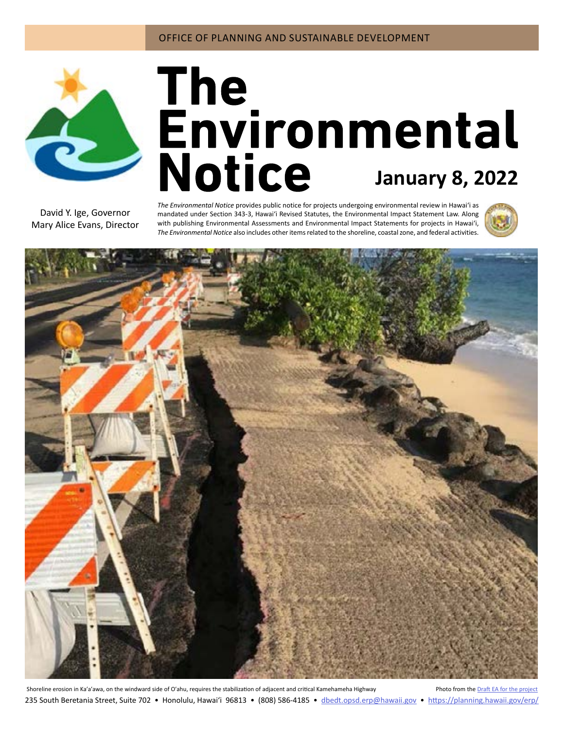OFFICE OF PLANNING AND SUSTAINABLE DEVELOPMENT

# The Environmental Notice

**January 8, 2022**

David Y. Ige, Governor
Mary Alice Evans, Director

*The Environmental Notice* provides public notice for projects undergoing environmental review in Hawaiʻi as mandated under Section 343-3, Hawaiʻi Revised Statutes, the Environmental Impact Statement Law. Along with publishing Environmental Assessments and Environmental Impact Statements for projects in Hawaiʻi, *The Environmental Notice* also includes other items related to the shoreline, coastal zone, and federal activities.

Shoreline erosion in Ka'a'awa, on the windward side of O'ahu, requires the stabilization of adjacent and critical Kamehameha Highway

Photo from the Draft EA for the project

235 South Beretania Street, Suite 702 • Honolulu, Hawaiʻi 96813 • (808) 586-4185 • dbedt.opsd.erp@hawaii.gov • https://planning.hawaii.gov/erp/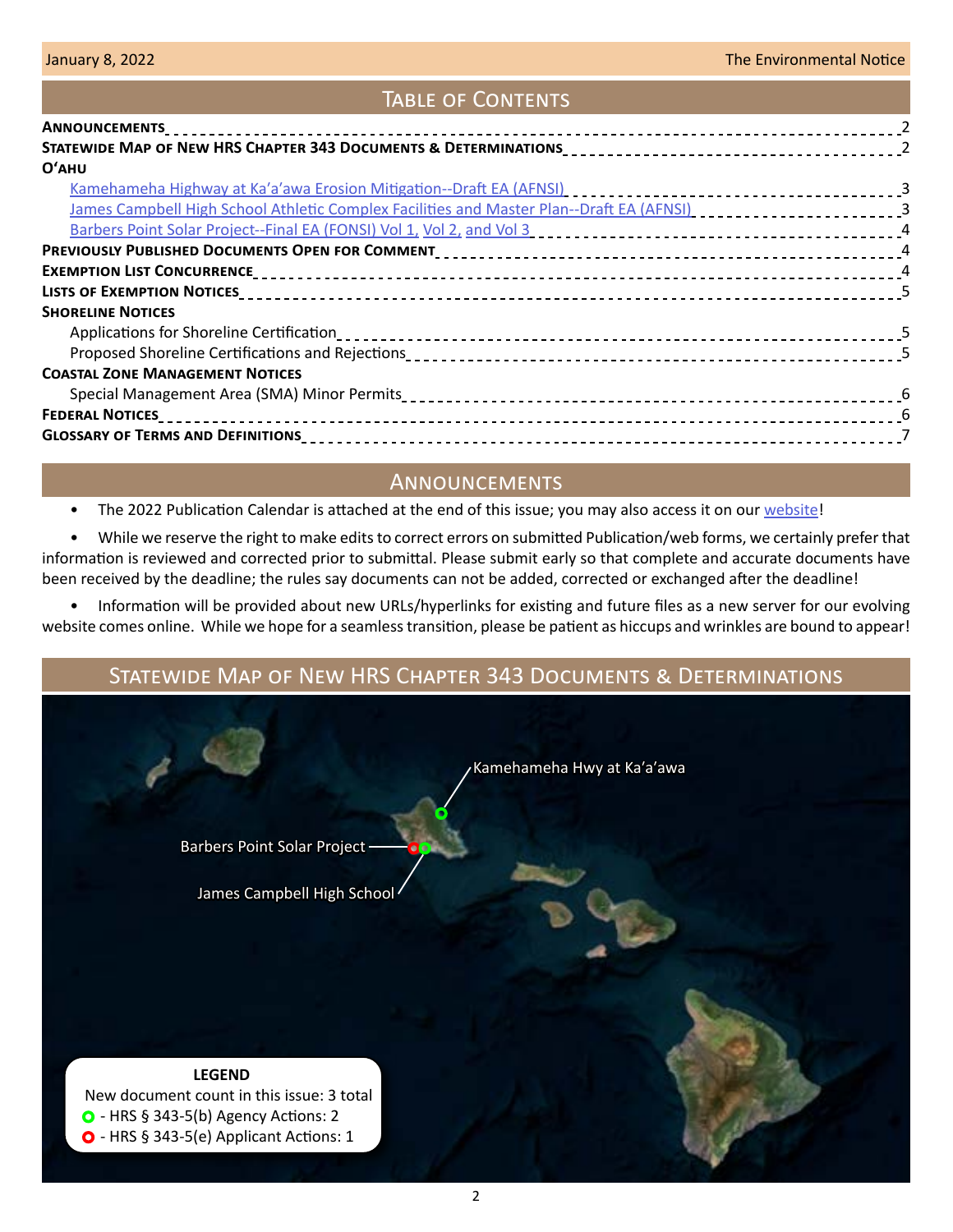## Table of Contents

| | |
|---|---|
| **Announcements** | 2 |
| **Statewide Map of New HRS Chapter 343 Documents & Determinations** | 2 |
| **O'ahu** | |
| Kamehameha Highway at Ka'a'awa Erosion Mitigation--Draft EA (AFNSI) | 3 |
| James Campbell High School Athletic Complex Facilities and Master Plan--Draft EA (AFNSI) | 3 |
| Barbers Point Solar Project--Final EA (FONSI) Vol 1, Vol 2, and Vol 3 | 4 |
| **Previously Published Documents Open for Comment** | 4 |
| **Exemption List Concurrence** | 4 |
| **Lists of Exemption Notices** | 5 |
| **Shoreline Notices** | |
| Applications for Shoreline Certification | 5 |
| Proposed Shoreline Certifications and Rejections | 5 |
| **Coastal Zone Management Notices** | |
| Special Management Area (SMA) Minor Permits | 6 |
| **Federal Notices** | 6 |
| **Glossary of Terms and Definitions** | 7 |

## Announcements

- The 2022 Publication Calendar is attached at the end of this issue; you may also access it on our website!
- While we reserve the right to make edits to correct errors on submitted Publication/web forms, we certainly prefer that information is reviewed and corrected prior to submittal. Please submit early so that complete and accurate documents have been received by the deadline; the rules say documents can not be added, corrected or exchanged after the deadline!
- Information will be provided about new URLs/hyperlinks for existing and future files as a new server for our evolving website comes online. While we hope for a seamless transition, please be patient as hiccups and wrinkles are bound to appear!

## Statewide Map of New HRS Chapter 343 Documents & Determinations

Kamehameha Hwy at Ka'a'awa

Barbers Point Solar Project

James Campbell High School

**LEGEND**

New document count in this issue: 3 total

- HRS § 343-5(b) Agency Actions: 2
- HRS § 343-5(e) Applicant Actions: 1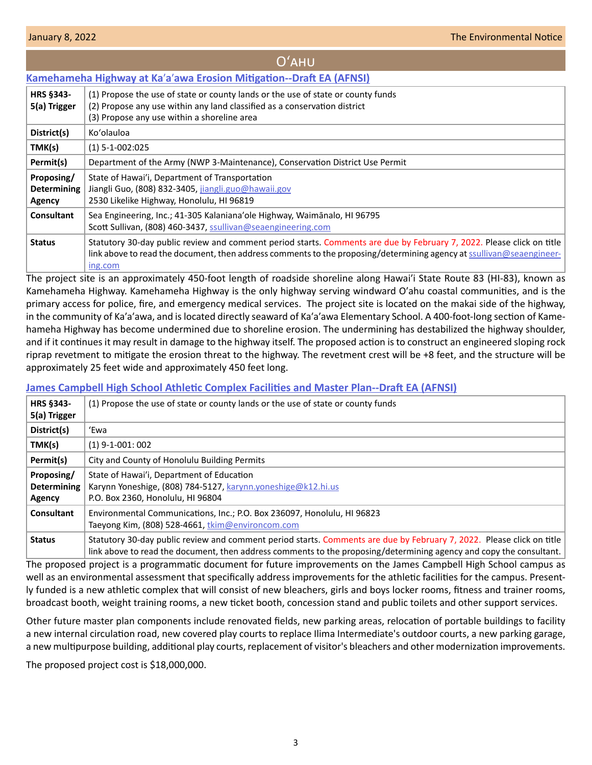## Oʻahu

### Kamehameha Highway at Kaʻaʻawa Erosion Mitigation--Draft EA (AFNSI)

| | |
|---|---|
| **HRS §343-5(a) Trigger** | (1) Propose the use of state or county lands or the use of state or county funds<br>(2) Propose any use within any land classified as a conservation district<br>(3) Propose any use within a shoreline area |
| **District(s)** | Koʻolauloa |
| **TMK(s)** | (1) 5-1-002:025 |
| **Permit(s)** | Department of the Army (NWP 3-Maintenance), Conservation District Use Permit |
| **Proposing/ Determining Agency** | State of Hawaiʻi, Department of Transportation<br>Jiangli Guo, (808) 832-3405, jiangli.guo@hawaii.gov<br>2530 Likelike Highway, Honolulu, HI 96819 |
| **Consultant** | Sea Engineering, Inc.; 41-305 Kalanianaʻole Highway, Waimānalo, HI 96795<br>Scott Sullivan, (808) 460-3437, ssullivan@seaengineering.com |
| **Status** | Statutory 30-day public review and comment period starts. Comments are due by February 7, 2022. Please click on title link above to read the document, then address comments to the proposing/determining agency at ssullivan@seaengineering.com |

The project site is an approximately 450-foot length of roadside shoreline along Hawaiʻi State Route 83 (HI-83), known as Kamehameha Highway. Kamehameha Highway is the only highway serving windward Oʻahu coastal communities, and is the primary access for police, fire, and emergency medical services. The project site is located on the makai side of the highway, in the community of Kaʻaʻawa, and is located directly seaward of Kaʻaʻawa Elementary School. A 400-foot-long section of Kamehameha Highway has become undermined due to shoreline erosion. The undermining has destabilized the highway shoulder, and if it continues it may result in damage to the highway itself. The proposed action is to construct an engineered sloping rock riprap revetment to mitigate the erosion threat to the highway. The revetment crest will be +8 feet, and the structure will be approximately 25 feet wide and approximately 450 feet long.

### James Campbell High School Athletic Complex Facilities and Master Plan--Draft EA (AFNSI)

| | |
|---|---|
| **HRS §343-5(a) Trigger** | (1) Propose the use of state or county lands or the use of state or county funds |
| **District(s)** | ʻEwa |
| **TMK(s)** | (1) 9-1-001: 002 |
| **Permit(s)** | City and County of Honolulu Building Permits |
| **Proposing/ Determining Agency** | State of Hawaiʻi, Department of Education<br>Karynn Yoneshige, (808) 784-5127, karynn.yoneshige@k12.hi.us<br>P.O. Box 2360, Honolulu, HI 96804 |
| **Consultant** | Environmental Communications, Inc.; P.O. Box 236097, Honolulu, HI 96823<br>Taeyong Kim, (808) 528-4661, tkim@environcom.com |
| **Status** | Statutory 30-day public review and comment period starts. Comments are due by February 7, 2022. Please click on title link above to read the document, then address comments to the proposing/determining agency and copy the consultant. |

The proposed project is a programmatic document for future improvements on the James Campbell High School campus as well as an environmental assessment that specifically address improvements for the athletic facilities for the campus. Presently funded is a new athletic complex that will consist of new bleachers, girls and boys locker rooms, fitness and trainer rooms, broadcast booth, weight training rooms, a new ticket booth, concession stand and public toilets and other support services.

Other future master plan components include renovated fields, new parking areas, relocation of portable buildings to facility a new internal circulation road, new covered play courts to replace Ilima Intermediate's outdoor courts, a new parking garage, a new multipurpose building, additional play courts, replacement of visitor's bleachers and other modernization improvements.

The proposed project cost is $18,000,000.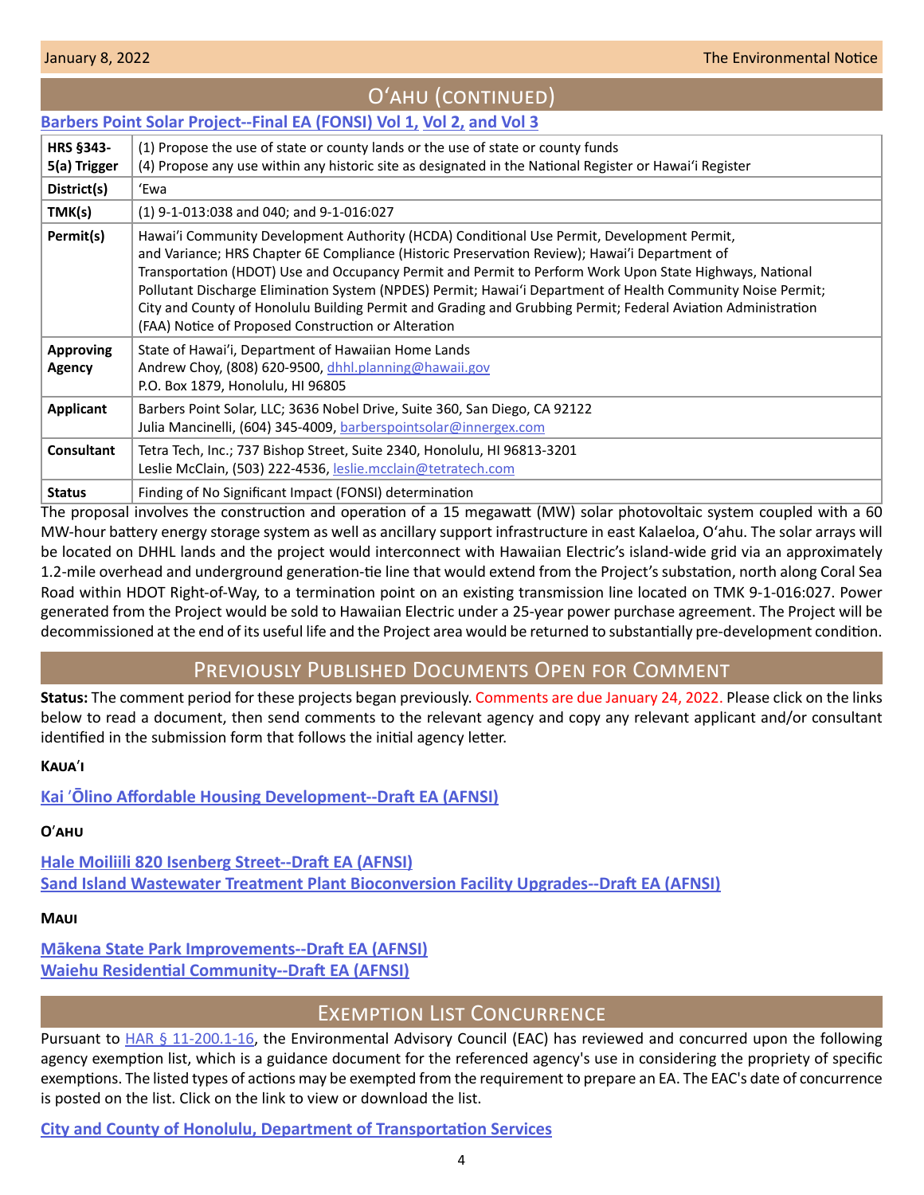## O'ahu (continued)

### Barbers Point Solar Project--Final EA (FONSI) Vol 1, Vol 2, and Vol 3

| | |
|---|---|
| **HRS §343-5(a) Trigger** | (1) Propose the use of state or county lands or the use of state or county funds<br>(4) Propose any use within any historic site as designated in the National Register or Hawai'i Register |
| **District(s)** | 'Ewa |
| **TMK(s)** | (1) 9-1-013:038 and 040; and 9-1-016:027 |
| **Permit(s)** | Hawai'i Community Development Authority (HCDA) Conditional Use Permit, Development Permit, and Variance; HRS Chapter 6E Compliance (Historic Preservation Review); Hawai'i Department of Transportation (HDOT) Use and Occupancy Permit and Permit to Perform Work Upon State Highways, National Pollutant Discharge Elimination System (NPDES) Permit; Hawai'i Department of Health Community Noise Permit; City and County of Honolulu Building Permit and Grading and Grubbing Permit; Federal Aviation Administration (FAA) Notice of Proposed Construction or Alteration |
| **Approving Agency** | State of Hawai'i, Department of Hawaiian Home Lands<br>Andrew Choy, (808) 620-9500, dhhl.planning@hawaii.gov<br>P.O. Box 1879, Honolulu, HI 96805 |
| **Applicant** | Barbers Point Solar, LLC; 3636 Nobel Drive, Suite 360, San Diego, CA 92122<br>Julia Mancinelli, (604) 345-4009, barberspointsolar@innergex.com |
| **Consultant** | Tetra Tech, Inc.; 737 Bishop Street, Suite 2340, Honolulu, HI 96813-3201<br>Leslie McClain, (503) 222-4536, leslie.mcclain@tetratech.com |
| **Status** | Finding of No Significant Impact (FONSI) determination |

The proposal involves the construction and operation of a 15 megawatt (MW) solar photovoltaic system coupled with a 60 MW-hour battery energy storage system as well as ancillary support infrastructure in east Kalaeloa, O'ahu. The solar arrays will be located on DHHL lands and the project would interconnect with Hawaiian Electric's island-wide grid via an approximately 1.2-mile overhead and underground generation-tie line that would extend from the Project's substation, north along Coral Sea Road within HDOT Right-of-Way, to a termination point on an existing transmission line located on TMK 9-1-016:027. Power generated from the Project would be sold to Hawaiian Electric under a 25-year power purchase agreement. The Project will be decommissioned at the end of its useful life and the Project area would be returned to substantially pre-development condition.

## Previously Published Documents Open for Comment

**Status:** The comment period for these projects began previously. Comments are due January 24, 2022. Please click on the links below to read a document, then send comments to the relevant agency and copy any relevant applicant and/or consultant identified in the submission form that follows the initial agency letter.

**Kaua'i**

Kai 'Ōlino Affordable Housing Development--Draft EA (AFNSI)

**O'ahu**

Hale Moiliili 820 Isenberg Street--Draft EA (AFNSI)
Sand Island Wastewater Treatment Plant Bioconversion Facility Upgrades--Draft EA (AFNSI)

**Maui**

Mākena State Park Improvements--Draft EA (AFNSI)
Waiehu Residential Community--Draft EA (AFNSI)

## Exemption List Concurrence

Pursuant to HAR § 11-200.1-16, the Environmental Advisory Council (EAC) has reviewed and concurred upon the following agency exemption list, which is a guidance document for the referenced agency's use in considering the propriety of specific exemptions. The listed types of actions may be exempted from the requirement to prepare an EA. The EAC's date of concurrence is posted on the list. Click on the link to view or download the list.

City and County of Honolulu, Department of Transportation Services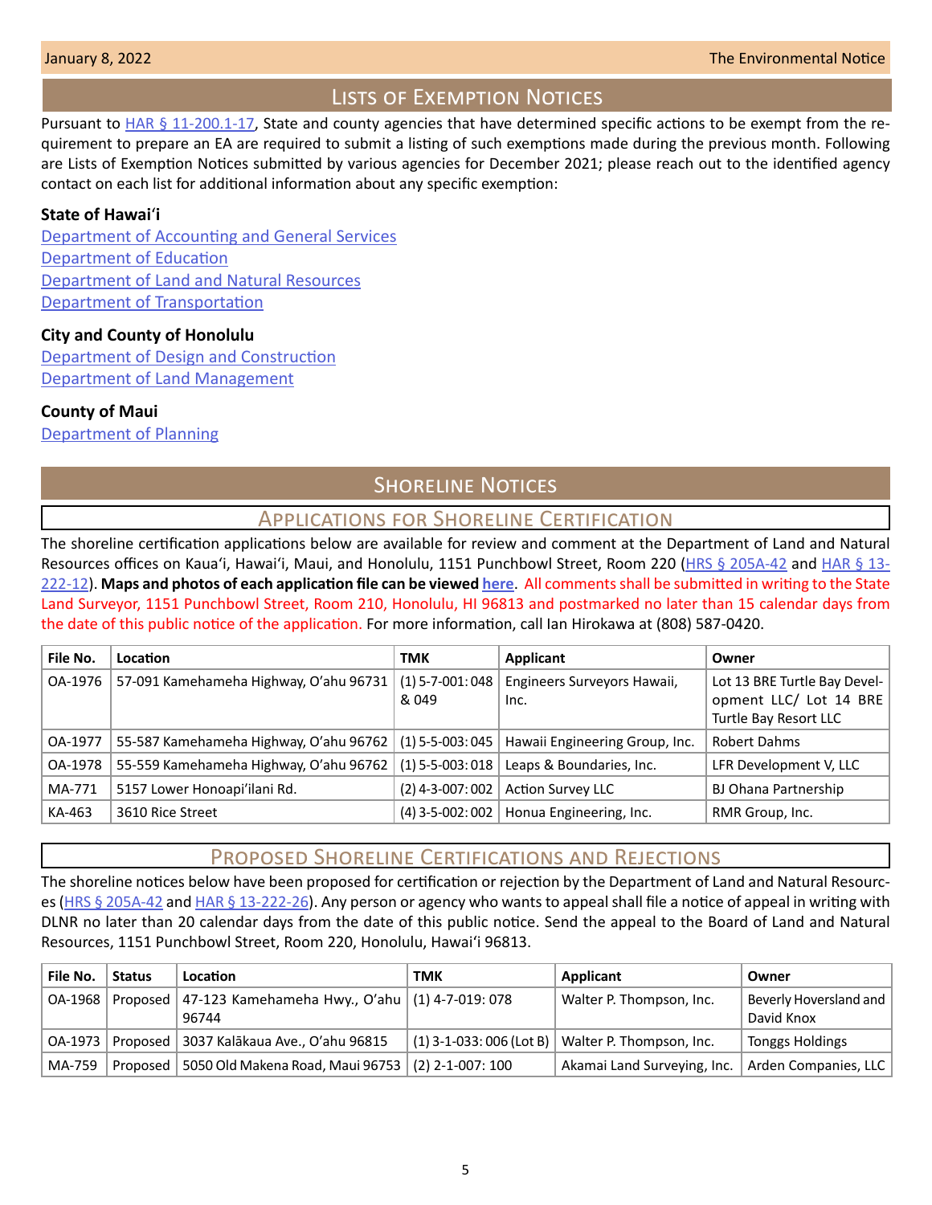# Lists of Exemption Notices

Pursuant to HAR § 11-200.1-17, State and county agencies that have determined specific actions to be exempt from the requirement to prepare an EA are required to submit a listing of such exemptions made during the previous month. Following are Lists of Exemption Notices submitted by various agencies for December 2021; please reach out to the identified agency contact on each list for additional information about any specific exemption:

**State of Hawaiʻi**

Department of Accounting and General Services
Department of Education
Department of Land and Natural Resources
Department of Transportation

**City and County of Honolulu**

Department of Design and Construction
Department of Land Management

**County of Maui**

Department of Planning

# Shoreline Notices

## Applications for Shoreline Certification

The shoreline certification applications below are available for review and comment at the Department of Land and Natural Resources offices on Kauaʻi, Hawaiʻi, Maui, and Honolulu, 1151 Punchbowl Street, Room 220 (HRS § 205A-42 and HAR § 13-222-12). **Maps and photos of each application file can be viewed here**. All comments shall be submitted in writing to the State Land Surveyor, 1151 Punchbowl Street, Room 210, Honolulu, HI 96813 and postmarked no later than 15 calendar days from the date of this public notice of the application. For more information, call Ian Hirokawa at (808) 587-0420.

| File No. | Location | TMK | Applicant | Owner |
|---|---|---|---|---|
| OA-1976 | 57-091 Kamehameha Highway, Oʻahu 96731 | (1) 5-7-001: 048 & 049 | Engineers Surveyors Hawaii, Inc. | Lot 13 BRE Turtle Bay Development LLC/ Lot 14 BRE Turtle Bay Resort LLC |
| OA-1977 | 55-587 Kamehameha Highway, Oʻahu 96762 | (1) 5-5-003: 045 | Hawaii Engineering Group, Inc. | Robert Dahms |
| OA-1978 | 55-559 Kamehameha Highway, Oʻahu 96762 | (1) 5-5-003: 018 | Leaps & Boundaries, Inc. | LFR Development V, LLC |
| MA-771 | 5157 Lower Honoapiʻilani Rd. | (2) 4-3-007: 002 | Action Survey LLC | BJ Ohana Partnership |
| KA-463 | 3610 Rice Street | (4) 3-5-002: 002 | Honua Engineering, Inc. | RMR Group, Inc. |

## Proposed Shoreline Certifications and Rejections

The shoreline notices below have been proposed for certification or rejection by the Department of Land and Natural Resources (HRS § 205A-42 and HAR § 13-222-26). Any person or agency who wants to appeal shall file a notice of appeal in writing with DLNR no later than 20 calendar days from the date of this public notice. Send the appeal to the Board of Land and Natural Resources, 1151 Punchbowl Street, Room 220, Honolulu, Hawaiʻi 96813.

| File No. | Status | Location | TMK | Applicant | Owner |
|---|---|---|---|---|---|
| OA-1968 | Proposed | 47-123 Kamehameha Hwy., Oʻahu 96744 | (1) 4-7-019: 078 | Walter P. Thompson, Inc. | Beverly Hoversland and David Knox |
| OA-1973 | Proposed | 3037 Kalākaua Ave., Oʻahu 96815 | (1) 3-1-033: 006 (Lot B) | Walter P. Thompson, Inc. | Tonggs Holdings |
| MA-759 | Proposed | 5050 Old Makena Road, Maui 96753 | (2) 2-1-007: 100 | Akamai Land Surveying, Inc. | Arden Companies, LLC |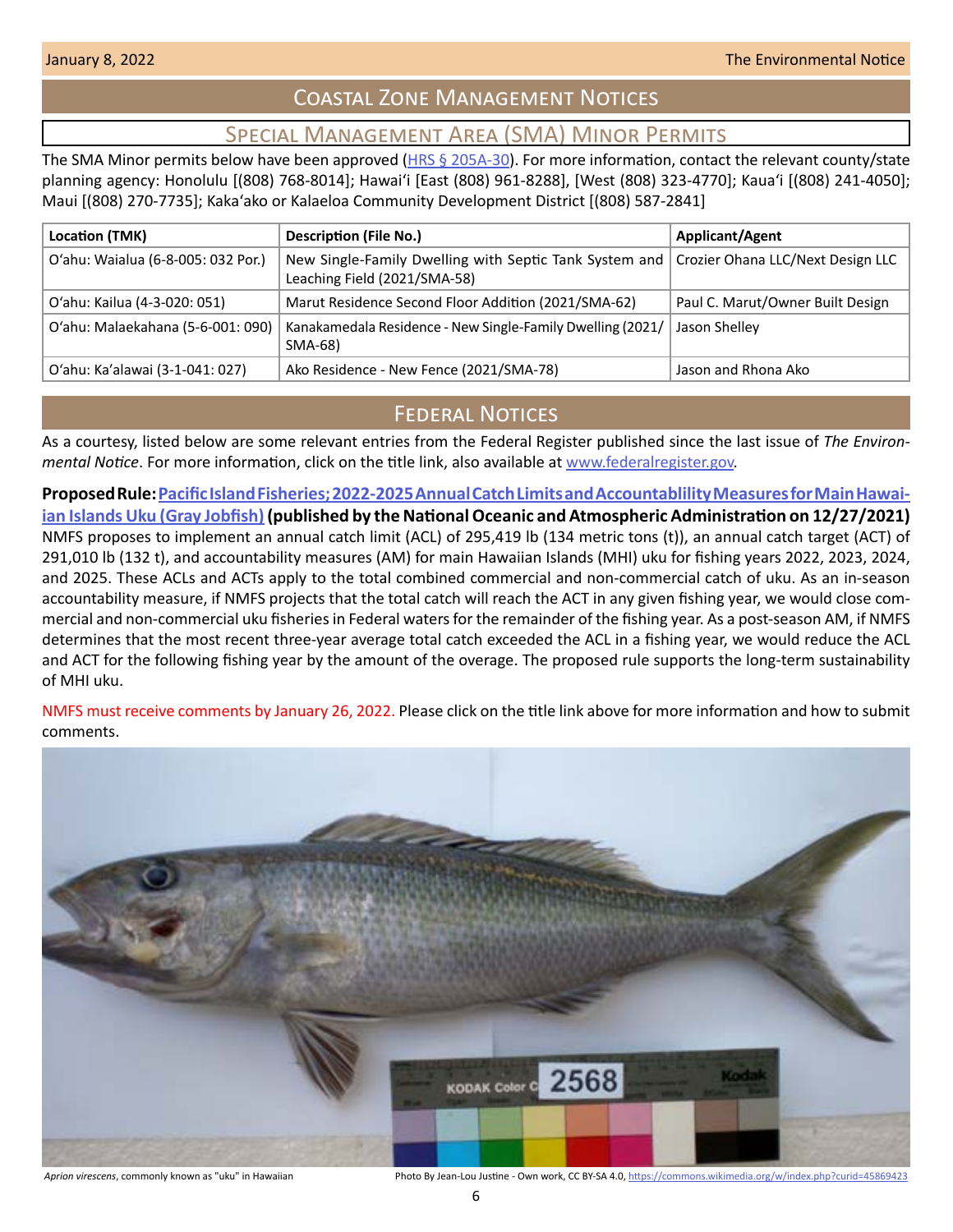# Coastal Zone Management Notices

## Special Management Area (SMA) Minor Permits

The SMA Minor permits below have been approved (HRS § 205A-30). For more information, contact the relevant county/state planning agency: Honolulu [(808) 768-8014]; Hawaiʻi [East (808) 961-8288], [West (808) 323-4770]; Kauaʻi [(808) 241-4050]; Maui [(808) 270-7735]; Kakaʻako or Kalaeloa Community Development District [(808) 587-2841]

| Location (TMK) | Description (File No.) | Applicant/Agent |
|---|---|---|
| Oʻahu: Waialua (6-8-005: 032 Por.) | New Single-Family Dwelling with Septic Tank System and Leaching Field (2021/SMA-58) | Crozier Ohana LLC/Next Design LLC |
| Oʻahu: Kailua (4-3-020: 051) | Marut Residence Second Floor Addition (2021/SMA-62) | Paul C. Marut/Owner Built Design |
| Oʻahu: Malaekahana (5-6-001: 090) | Kanakamedala Residence - New Single-Family Dwelling (2021/SMA-68) | Jason Shelley |
| Oʻahu: Kaʻalawai (3-1-041: 027) | Ako Residence - New Fence (2021/SMA-78) | Jason and Rhona Ako |

# Federal Notices

As a courtesy, listed below are some relevant entries from the Federal Register published since the last issue of *The Environmental Notice*. For more information, click on the title link, also available at www.federalregister.gov.

**Proposed Rule: Pacific Island Fisheries; 2022-2025 Annual Catch Limits and Accountablility Measures for Main Hawaiian Islands Uku (Gray Jobfish) (published by the National Oceanic and Atmospheric Administration on 12/27/2021)**
NMFS proposes to implement an annual catch limit (ACL) of 295,419 lb (134 metric tons (t)), an annual catch target (ACT) of 291,010 lb (132 t), and accountability measures (AM) for main Hawaiian Islands (MHI) uku for fishing years 2022, 2023, 2024, and 2025. These ACLs and ACTs apply to the total combined commercial and non-commercial catch of uku. As an in-season accountability measure, if NMFS projects that the total catch will reach the ACT in any given fishing year, we would close commercial and non-commercial uku fisheries in Federal waters for the remainder of the fishing year. As a post-season AM, if NMFS determines that the most recent three-year average total catch exceeded the ACL in a fishing year, we would reduce the ACL and ACT for the following fishing year by the amount of the overage. The proposed rule supports the long-term sustainability of MHI uku.

NMFS must receive comments by January 26, 2022. Please click on the title link above for more information and how to submit comments.

*Aprion virescens*, commonly known as "uku" in Hawaiian

Photo By Jean-Lou Justine - Own work, CC BY-SA 4.0, https://commons.wikimedia.org/w/index.php?curid=45869423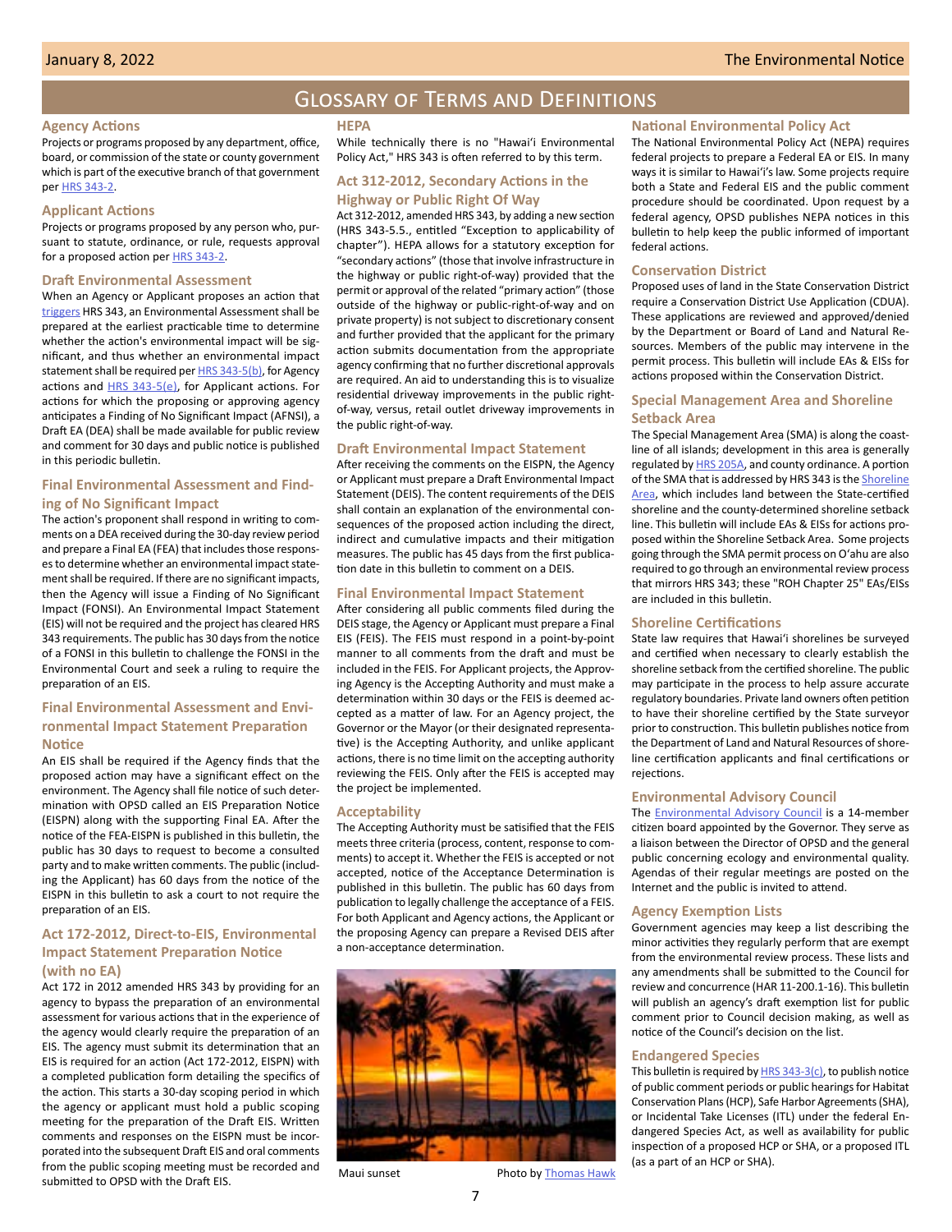# Glossary of Terms and Definitions

## Agency Actions

Projects or programs proposed by any department, office, board, or commission of the state or county government which is part of the executive branch of that government per HRS 343-2.

## Applicant Actions

Projects or programs proposed by any person who, pursuant to statute, ordinance, or rule, requests approval for a proposed action per HRS 343-2.

## Draft Environmental Assessment

When an Agency or Applicant proposes an action that triggers HRS 343, an Environmental Assessment shall be prepared at the earliest practicable time to determine whether the action's environmental impact will be significant, and thus whether an environmental impact statement shall be required per HRS 343-5(b), for Agency actions and HRS 343-5(e), for Applicant actions. For actions for which the proposing or approving agency anticipates a Finding of No Significant Impact (AFNSI), a Draft EA (DEA) shall be made available for public review and comment for 30 days and public notice is published in this periodic bulletin.

## Final Environmental Assessment and Finding of No Significant Impact

The action's proponent shall respond in writing to comments on a DEA received during the 30-day review period and prepare a Final EA (FEA) that includes those responses to determine whether an environmental impact statement shall be required. If there are no significant impacts, then the Agency will issue a Finding of No Significant Impact (FONSI). An Environmental Impact Statement (EIS) will not be required and the project has cleared HRS 343 requirements. The public has 30 days from the notice of a FONSI in this bulletin to challenge the FONSI in the Environmental Court and seek a ruling to require the preparation of an EIS.

## Final Environmental Assessment and Environmental Impact Statement Preparation Notice

An EIS shall be required if the Agency finds that the proposed action may have a significant effect on the environment. The Agency shall file notice of such determination with OPSD called an EIS Preparation Notice (EISPN) along with the supporting Final EA. After the notice of the FEA-EISPN is published in this bulletin, the public has 30 days to request to become a consulted party and to make written comments. The public (including the Applicant) has 60 days from the notice of the EISPN in this bulletin to ask a court to not require the preparation of an EIS.

## Act 172-2012, Direct-to-EIS, Environmental Impact Statement Preparation Notice (with no EA)

Act 172 in 2012 amended HRS 343 by providing for an agency to bypass the preparation of an environmental assessment for various actions that in the experience of the agency would clearly require the preparation of an EIS. The agency must submit its determination that an EIS is required for an action (Act 172-2012, EISPN) with a completed publication form detailing the specifics of the action. This starts a 30-day scoping period in which the agency or applicant must hold a public scoping meeting for the preparation of the Draft EIS. Written comments and responses on the EISPN must be incorporated into the subsequent Draft EIS and oral comments from the public scoping meeting must be recorded and submitted to OPSD with the Draft EIS.

## HEPA

While technically there is no "Hawai'i Environmental Policy Act," HRS 343 is often referred to by this term.

## Act 312-2012, Secondary Actions in the Highway or Public Right Of Way

Act 312-2012, amended HRS 343, by adding a new section (HRS 343-5.5., entitled "Exception to applicability of chapter"). HEPA allows for a statutory exception for "secondary actions" (those that involve infrastructure in the highway or public right-of-way) provided that the permit or approval of the related "primary action" (those outside of the highway or public-right-of-way and on private property) is not subject to discretionary consent and further provided that the applicant for the primary action submits documentation from the appropriate agency confirming that no further discretional approvals are required. An aid to understanding this is to visualize residential driveway improvements in the public right-of-way, versus, retail outlet driveway improvements in the public right-of-way.

## Draft Environmental Impact Statement

After receiving the comments on the EISPN, the Agency or Applicant must prepare a Draft Environmental Impact Statement (DEIS). The content requirements of the DEIS shall contain an explanation of the environmental consequences of the proposed action including the direct, indirect and cumulative impacts and their mitigation measures. The public has 45 days from the first publication date in this bulletin to comment on a DEIS.

## Final Environmental Impact Statement

After considering all public comments filed during the DEIS stage, the Agency or Applicant must prepare a Final EIS (FEIS). The FEIS must respond in a point-by-point manner to all comments from the draft and must be included in the FEIS. For Applicant projects, the Approving Agency is the Accepting Authority and must make a determination within 30 days or the FEIS is deemed accepted as a matter of law. For an Agency project, the Governor or the Mayor (or their designated representative) is the Accepting Authority, and unlike applicant actions, there is no time limit on the accepting authority reviewing the FEIS. Only after the FEIS is accepted may the project be implemented.

## Acceptability

The Accepting Authority must be satisified that the FEIS meets three criteria (process, content, response to comments) to accept it. Whether the FEIS is accepted or not accepted, notice of the Acceptance Determination is published in this bulletin. The public has 60 days from publication to legally challenge the acceptance of a FEIS. For both Applicant and Agency actions, the Applicant or the proposing Agency can prepare a Revised DEIS after a non-acceptance determination.

Maui sunset Photo by Thomas Hawk

## National Environmental Policy Act

The National Environmental Policy Act (NEPA) requires federal projects to prepare a Federal EA or EIS. In many ways it is similar to Hawai'i's law. Some projects require both a State and Federal EIS and the public comment procedure should be coordinated. Upon request by a federal agency, OPSD publishes NEPA notices in this bulletin to help keep the public informed of important federal actions.

## Conservation District

Proposed uses of land in the State Conservation District require a Conservation District Use Application (CDUA). These applications are reviewed and approved/denied by the Department or Board of Land and Natural Resources. Members of the public may intervene in the permit process. This bulletin will include EAs & EISs for actions proposed within the Conservation District.

## Special Management Area and Shoreline Setback Area

The Special Management Area (SMA) is along the coastline of all islands; development in this area is generally regulated by HRS 205A, and county ordinance. A portion of the SMA that is addressed by HRS 343 is the Shoreline Area, which includes land between the State-certified shoreline and the county-determined shoreline setback line. This bulletin will include EAs & EISs for actions proposed within the Shoreline Setback Area. Some projects going through the SMA permit process on O'ahu are also required to go through an environmental review process that mirrors HRS 343; these "ROH Chapter 25" EAs/EISs are included in this bulletin.

## Shoreline Certifications

State law requires that Hawai'i shorelines be surveyed and certified when necessary to clearly establish the shoreline setback from the certified shoreline. The public may participate in the process to help assure accurate regulatory boundaries. Private land owners often petition to have their shoreline certified by the State surveyor prior to construction. This bulletin publishes notice from the Department of Land and Natural Resources of shoreline certification applicants and final certifications or rejections.

## Environmental Advisory Council

The Environmental Advisory Council is a 14-member citizen board appointed by the Governor. They serve as a liaison between the Director of OPSD and the general public concerning ecology and environmental quality. Agendas of their regular meetings are posted on the Internet and the public is invited to attend.

## Agency Exemption Lists

Government agencies may keep a list describing the minor activities they regularly perform that are exempt from the environmental review process. These lists and any amendments shall be submitted to the Council for review and concurrence (HAR 11-200.1-16). This bulletin will publish an agency's draft exemption list for public comment prior to Council decision making, as well as notice of the Council's decision on the list.

## Endangered Species

This bulletin is required by HRS 343-3(c), to publish notice of public comment periods or public hearings for Habitat Conservation Plans (HCP), Safe Harbor Agreements (SHA), or Incidental Take Licenses (ITL) under the federal Endangered Species Act, as well as availability for public inspection of a proposed HCP or SHA, or a proposed ITL (as a part of an HCP or SHA).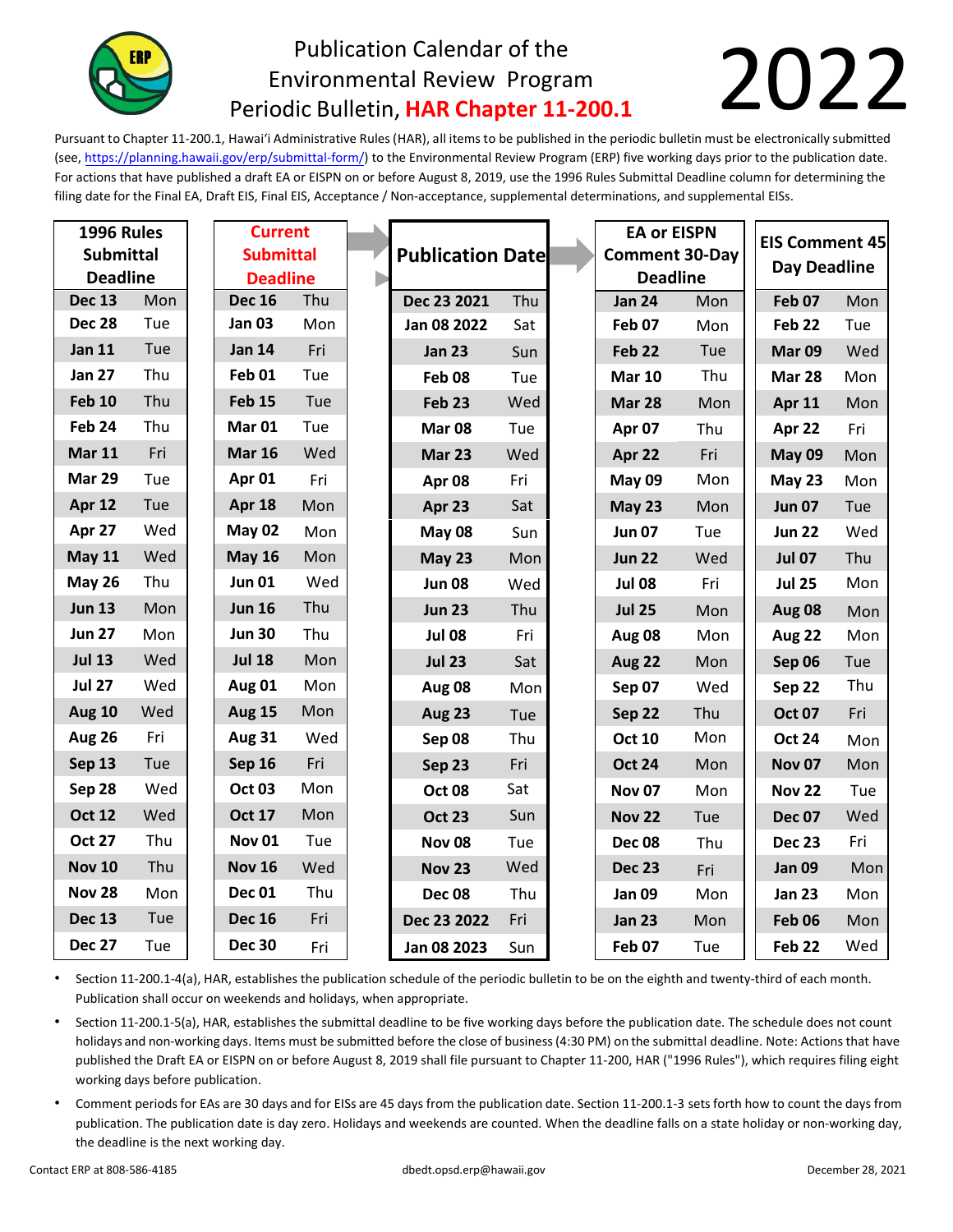# Publication Calendar of the Environmental Review Program Periodic Bulletin, HAR Chapter 11-200.1

# 2022

Pursuant to Chapter 11-200.1, Hawai'i Administrative Rules (HAR), all items to be published in the periodic bulletin must be electronically submitted (see, https://planning.hawaii.gov/erp/submittal-form/) to the Environmental Review Program (ERP) five working days prior to the publication date. For actions that have published a draft EA or EISPN on or before August 8, 2019, use the 1996 Rules Submittal Deadline column for determining the filing date for the Final EA, Draft EIS, Final EIS, Acceptance / Non-acceptance, supplemental determinations, and supplemental EISs.

| 1996 Rules Submittal Deadline | | Current Submittal Deadline | | Publication Date | | EA or EISPN Comment 30-Day Deadline | | EIS Comment 45 Day Deadline | |
|---|---|---|---|---|---|---|---|---|---|
| Dec 13 | Mon | Dec 16 | Thu | Dec 23 2021 | Thu | Jan 24 | Mon | Feb 07 | Mon |
| Dec 28 | Tue | Jan 03 | Mon | Jan 08 2022 | Sat | Feb 07 | Mon | Feb 22 | Tue |
| Jan 11 | Tue | Jan 14 | Fri | Jan 23 | Sun | Feb 22 | Tue | Mar 09 | Wed |
| Jan 27 | Thu | Feb 01 | Tue | Feb 08 | Tue | Mar 10 | Thu | Mar 28 | Mon |
| Feb 10 | Thu | Feb 15 | Tue | Feb 23 | Wed | Mar 28 | Mon | Apr 11 | Mon |
| Feb 24 | Thu | Mar 01 | Tue | Mar 08 | Tue | Apr 07 | Thu | Apr 22 | Fri |
| Mar 11 | Fri | Mar 16 | Wed | Mar 23 | Wed | Apr 22 | Fri | May 09 | Mon |
| Mar 29 | Tue | Apr 01 | Fri | Apr 08 | Fri | May 09 | Mon | May 23 | Mon |
| Apr 12 | Tue | Apr 18 | Mon | Apr 23 | Sat | May 23 | Mon | Jun 07 | Tue |
| Apr 27 | Wed | May 02 | Mon | May 08 | Sun | Jun 07 | Tue | Jun 22 | Wed |
| May 11 | Wed | May 16 | Mon | May 23 | Mon | Jun 22 | Wed | Jul 07 | Thu |
| May 26 | Thu | Jun 01 | Wed | Jun 08 | Wed | Jul 08 | Fri | Jul 25 | Mon |
| Jun 13 | Mon | Jun 16 | Thu | Jun 23 | Thu | Jul 25 | Mon | Aug 08 | Mon |
| Jun 27 | Mon | Jun 30 | Thu | Jul 08 | Fri | Aug 08 | Mon | Aug 22 | Mon |
| Jul 13 | Wed | Jul 18 | Mon | Jul 23 | Sat | Aug 22 | Mon | Sep 06 | Tue |
| Jul 27 | Wed | Aug 01 | Mon | Aug 08 | Mon | Sep 07 | Wed | Sep 22 | Thu |
| Aug 10 | Wed | Aug 15 | Mon | Aug 23 | Tue | Sep 22 | Thu | Oct 07 | Fri |
| Aug 26 | Fri | Aug 31 | Wed | Sep 08 | Thu | Oct 10 | Mon | Oct 24 | Mon |
| Sep 13 | Tue | Sep 16 | Fri | Sep 23 | Fri | Oct 24 | Mon | Nov 07 | Mon |
| Sep 28 | Wed | Oct 03 | Mon | Oct 08 | Sat | Nov 07 | Mon | Nov 22 | Tue |
| Oct 12 | Wed | Oct 17 | Mon | Oct 23 | Sun | Nov 22 | Tue | Dec 07 | Wed |
| Oct 27 | Thu | Nov 01 | Tue | Nov 08 | Tue | Dec 08 | Thu | Dec 23 | Fri |
| Nov 10 | Thu | Nov 16 | Wed | Nov 23 | Wed | Dec 23 | Fri | Jan 09 | Mon |
| Nov 28 | Mon | Dec 01 | Thu | Dec 08 | Thu | Jan 09 | Mon | Jan 23 | Mon |
| Dec 13 | Tue | Dec 16 | Fri | Dec 23 2022 | Fri | Jan 23 | Mon | Feb 06 | Mon |
| Dec 27 | Tue | Dec 30 | Fri | Jan 08 2023 | Sun | Feb 07 | Tue | Feb 22 | Wed |

- Section 11-200.1-4(a), HAR, establishes the publication schedule of the periodic bulletin to be on the eighth and twenty-third of each month. Publication shall occur on weekends and holidays, when appropriate.
- Section 11-200.1-5(a), HAR, establishes the submittal deadline to be five working days before the publication date. The schedule does not count holidays and non-working days. Items must be submitted before the close of business (4:30 PM) on the submittal deadline. Note: Actions that have published the Draft EA or EISPN on or before August 8, 2019 shall file pursuant to Chapter 11-200, HAR ("1996 Rules"), which requires filing eight working days before publication.
- Comment periods for EAs are 30 days and for EISs are 45 days from the publication date. Section 11-200.1-3 sets forth how to count the days from publication. The publication date is day zero. Holidays and weekends are counted. When the deadline falls on a state holiday or non-working day, the deadline is the next working day.

Contact ERP at 808-586-4185 | dbedt.opsd.erp@hawaii.gov | December 28, 2021